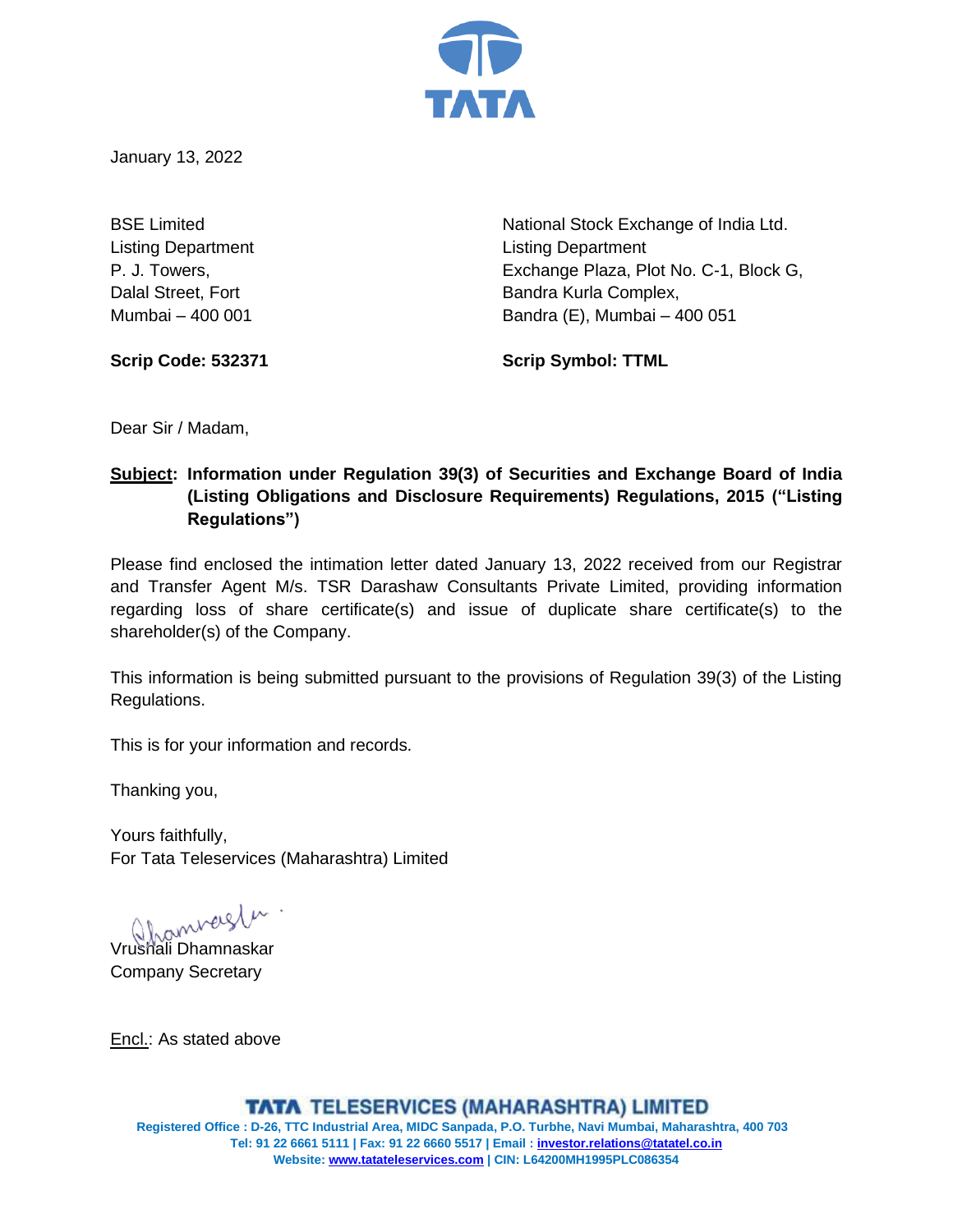January 13, 2022

BSE Limited
Listing Department
P. J. Towers,
Dalal Street, Fort
Mumbai – 400 001

**Scrip Code: 532371**

National Stock Exchange of India Ltd.
Listing Department
Exchange Plaza, Plot No. C-1, Block G,
Bandra Kurla Complex,
Bandra (E), Mumbai – 400 051

**Scrip Symbol: TTML**

Dear Sir / Madam,

**Subject: Information under Regulation 39(3) of Securities and Exchange Board of India (Listing Obligations and Disclosure Requirements) Regulations, 2015 ("Listing Regulations")**

Please find enclosed the intimation letter dated January 13, 2022 received from our Registrar and Transfer Agent M/s. TSR Darashaw Consultants Private Limited, providing information regarding loss of share certificate(s) and issue of duplicate share certificate(s) to the shareholder(s) of the Company.

This information is being submitted pursuant to the provisions of Regulation 39(3) of the Listing Regulations.

This is for your information and records.

Thanking you,

Yours faithfully,
For Tata Teleservices (Maharashtra) Limited

Vrushali Dhamnaskar
Company Secretary

Encl.: As stated above

**TATA TELESERVICES (MAHARASHTRA) LIMITED**
Registered Office : D-26, TTC Industrial Area, MIDC Sanpada, P.O. Turbhe, Navi Mumbai, Maharashtra, 400 703
Tel: 91 22 6661 5111 | Fax: 91 22 6660 5517 | Email : investor.relations@tatatel.co.in
Website: www.tatateleservices.com | CIN: L64200MH1995PLC086354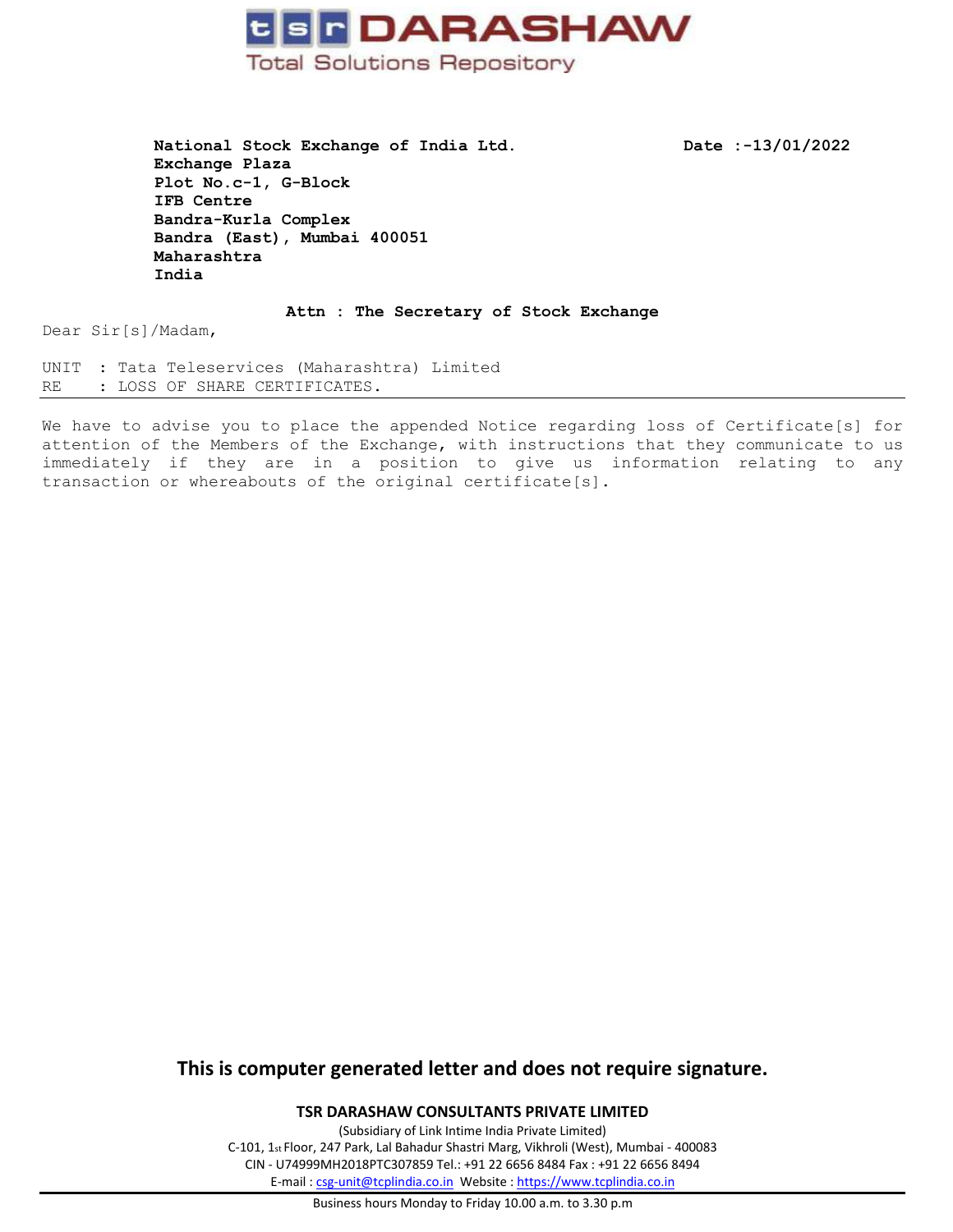# tsr DARASHAW

Total Solutions Repository

**National Stock Exchange of India Ltd.**
**Exchange Plaza**
**Plot No.c-1, G-Block**
**IFB Centre**
**Bandra-Kurla Complex**
**Bandra (East), Mumbai 400051**
**Maharashtra**
**India**

**Date :-13/01/2022**

**Attn : The Secretary of Stock Exchange**

Dear Sir[s]/Madam,

UNIT : Tata Teleservices (Maharashtra) Limited
RE : LOSS OF SHARE CERTIFICATES.

We have to advise you to place the appended Notice regarding loss of Certificate[s] for attention of the Members of the Exchange, with instructions that they communicate to us immediately if they are in a position to give us information relating to any transaction or whereabouts of the original certificate[s].

**This is computer generated letter and does not require signature.**

**TSR DARASHAW CONSULTANTS PRIVATE LIMITED**

(Subsidiary of Link Intime India Private Limited)
C-101, 1st Floor, 247 Park, Lal Bahadur Shastri Marg, Vikhroli (West), Mumbai - 400083
CIN - U74999MH2018PTC307859 Tel.: +91 22 6656 8484 Fax : +91 22 6656 8494
E-mail : csg-unit@tcplindia.co.in Website : https://www.tcplindia.co.in

Business hours Monday to Friday 10.00 a.m. to 3.30 p.m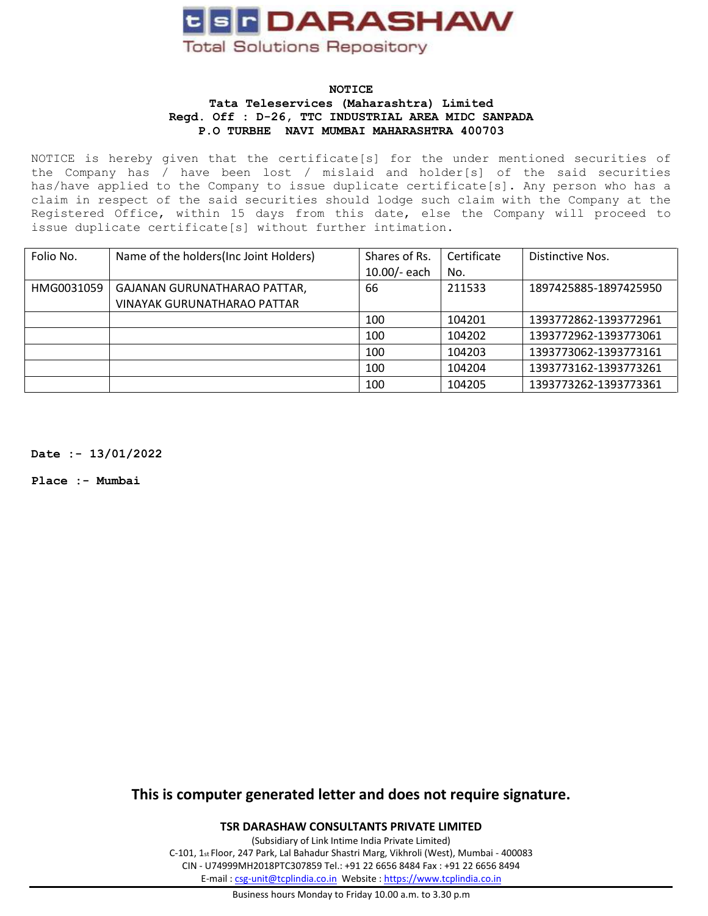**TSR DARASHAW**

Total Solutions Repository

**NOTICE**
**Tata Teleservices (Maharashtra) Limited**
**Regd. Off : D-26, TTC INDUSTRIAL AREA MIDC SANPADA**
**P.O TURBHE NAVI MUMBAI MAHARASHTRA 400703**

NOTICE is hereby given that the certificate[s] for the under mentioned securities of the Company has / have been lost / mislaid and holder[s] of the said securities has/have applied to the Company to issue duplicate certificate[s]. Any person who has a claim in respect of the said securities should lodge such claim with the Company at the Registered Office, within 15 days from this date, else the Company will proceed to issue duplicate certificate[s] without further intimation.

| Folio No. | Name of the holders(Inc Joint Holders) | Shares of Rs. 10.00/- each | Certificate No. | Distinctive Nos. |
|---|---|---|---|---|
| HMG0031059 | GAJANAN GURUNATHARAO PATTAR, VINAYAK GURUNATHARAO PATTAR | 66 | 211533 | 1897425885-1897425950 |
| | | 100 | 104201 | 1393772862-1393772961 |
| | | 100 | 104202 | 1393772962-1393773061 |
| | | 100 | 104203 | 1393773062-1393773161 |
| | | 100 | 104204 | 1393773162-1393773261 |
| | | 100 | 104205 | 1393773262-1393773361 |

**Date :- 13/01/2022**

**Place :- Mumbai**

**This is computer generated letter and does not require signature.**

**TSR DARASHAW CONSULTANTS PRIVATE LIMITED**

(Subsidiary of Link Intime India Private Limited)
C-101, 1st Floor, 247 Park, Lal Bahadur Shastri Marg, Vikhroli (West), Mumbai - 400083
CIN - U74999MH2018PTC307859 Tel.: +91 22 6656 8484 Fax : +91 22 6656 8494
E-mail : csg-unit@tcplindia.co.in Website : https://www.tcplindia.co.in

Business hours Monday to Friday 10.00 a.m. to 3.30 p.m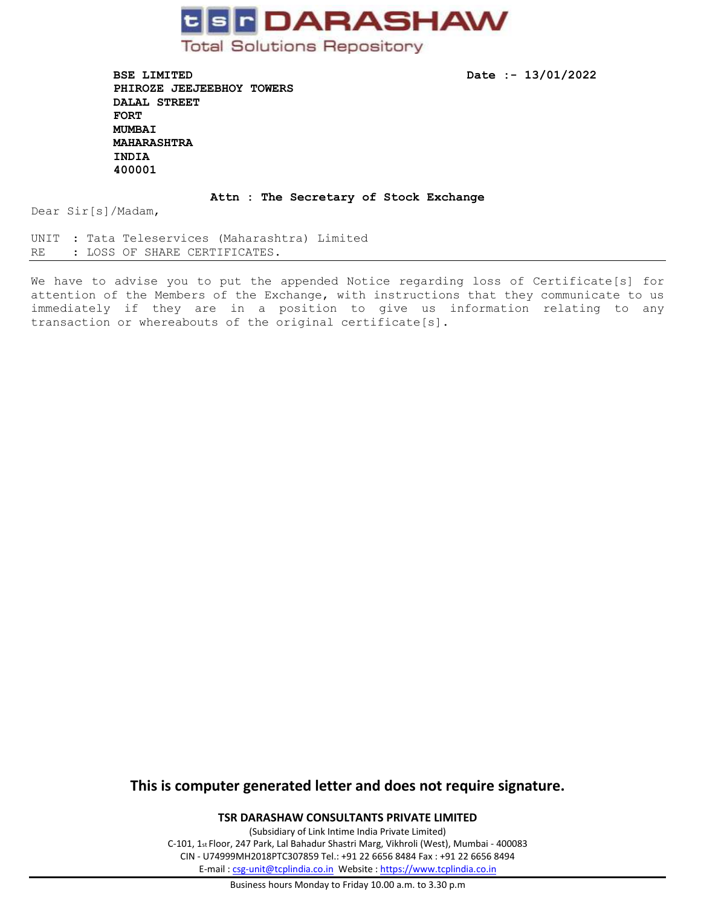**tsr DARASHAW**

Total Solutions Repository

**BSE LIMITED**
**PHIROZE JEEJEEBHOY TOWERS**
**DALAL STREET**
**FORT**
**MUMBAI**
**MAHARASHTRA**
**INDIA**
**400001**

**Date :- 13/01/2022**

**Attn : The Secretary of Stock Exchange**

Dear Sir[s]/Madam,

UNIT : Tata Teleservices (Maharashtra) Limited
RE : LOSS OF SHARE CERTIFICATES.

We have to advise you to put the appended Notice regarding loss of Certificate[s] for attention of the Members of the Exchange, with instructions that they communicate to us immediately if they are in a position to give us information relating to any transaction or whereabouts of the original certificate[s].

**This is computer generated letter and does not require signature.**

**TSR DARASHAW CONSULTANTS PRIVATE LIMITED**

(Subsidiary of Link Intime India Private Limited)
C-101, 1st Floor, 247 Park, Lal Bahadur Shastri Marg, Vikhroli (West), Mumbai - 400083
CIN - U74999MH2018PTC307859 Tel.: +91 22 6656 8484 Fax : +91 22 6656 8494
E-mail : csg-unit@tcplindia.co.in Website : https://www.tcplindia.co.in

Business hours Monday to Friday 10.00 a.m. to 3.30 p.m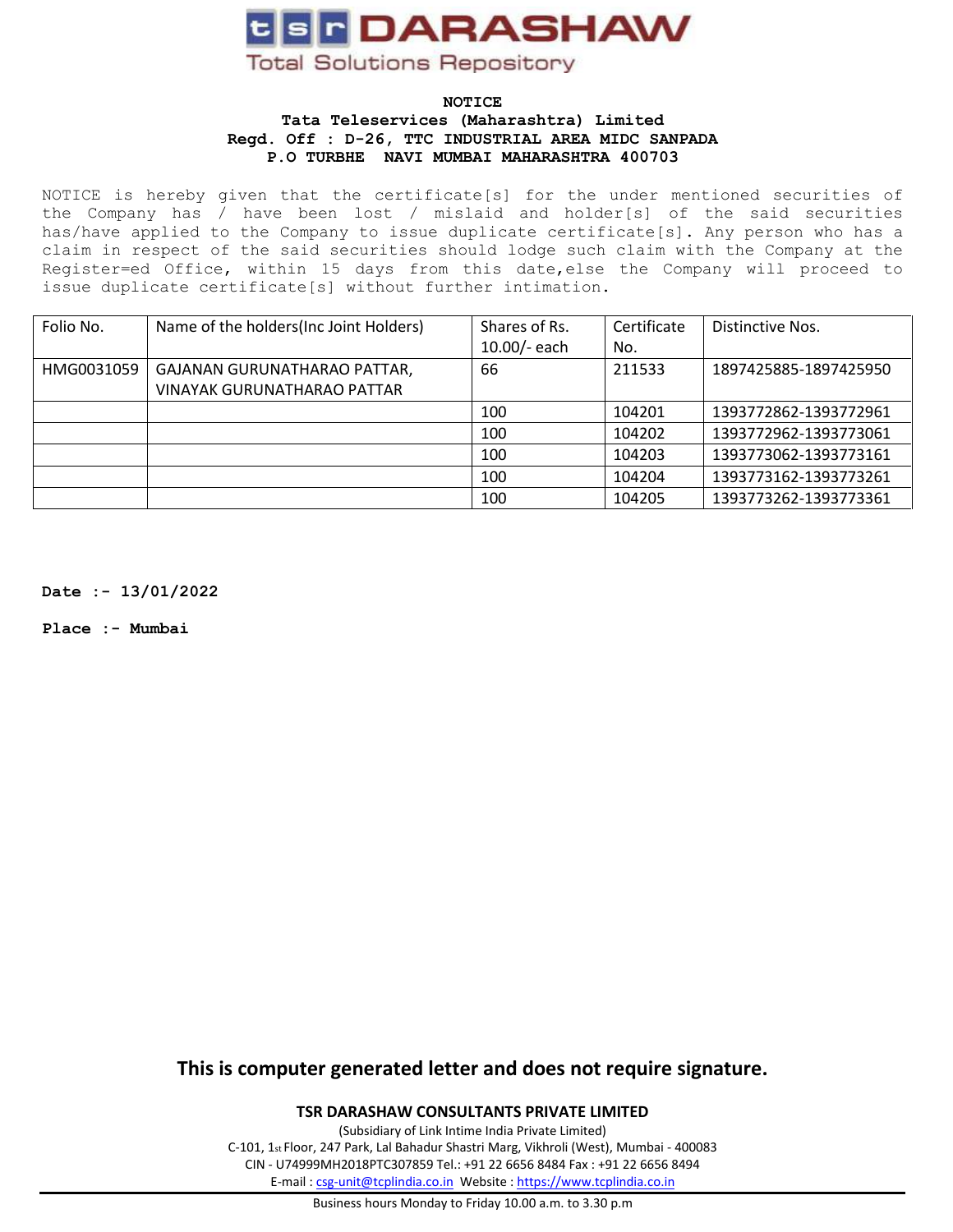**TSR DARASHAW**
Total Solutions Repository

**NOTICE**
**Tata Teleservices (Maharashtra) Limited**
**Regd. Off : D-26, TTC INDUSTRIAL AREA MIDC SANPADA**
**P.O TURBHE NAVI MUMBAI MAHARASHTRA 400703**

NOTICE is hereby given that the certificate[s] for the under mentioned securities of the Company has / have been lost / mislaid and holder[s] of the said securities has/have applied to the Company to issue duplicate certificate[s]. Any person who has a claim in respect of the said securities should lodge such claim with the Company at the Register=ed Office, within 15 days from this date,else the Company will proceed to issue duplicate certificate[s] without further intimation.

| Folio No. | Name of the holders(Inc Joint Holders) | Shares of Rs. 10.00/- each | Certificate No. | Distinctive Nos. |
|---|---|---|---|---|
| HMG0031059 | GAJANAN GURUNATHARAO PATTAR, VINAYAK GURUNATHARAO PATTAR | 66 | 211533 | 1897425885-1897425950 |
| | | 100 | 104201 | 1393772862-1393772961 |
| | | 100 | 104202 | 1393772962-1393773061 |
| | | 100 | 104203 | 1393773062-1393773161 |
| | | 100 | 104204 | 1393773162-1393773261 |
| | | 100 | 104205 | 1393773262-1393773361 |

**Date :- 13/01/2022**

**Place :- Mumbai**

**This is computer generated letter and does not require signature.**

**TSR DARASHAW CONSULTANTS PRIVATE LIMITED**
(Subsidiary of Link Intime India Private Limited)
C-101, 1st Floor, 247 Park, Lal Bahadur Shastri Marg, Vikhroli (West), Mumbai - 400083
CIN - U74999MH2018PTC307859 Tel.: +91 22 6656 8484 Fax : +91 22 6656 8494
E-mail : csg-unit@tcplindia.co.in Website : https://www.tcplindia.co.in

Business hours Monday to Friday 10.00 a.m. to 3.30 p.m